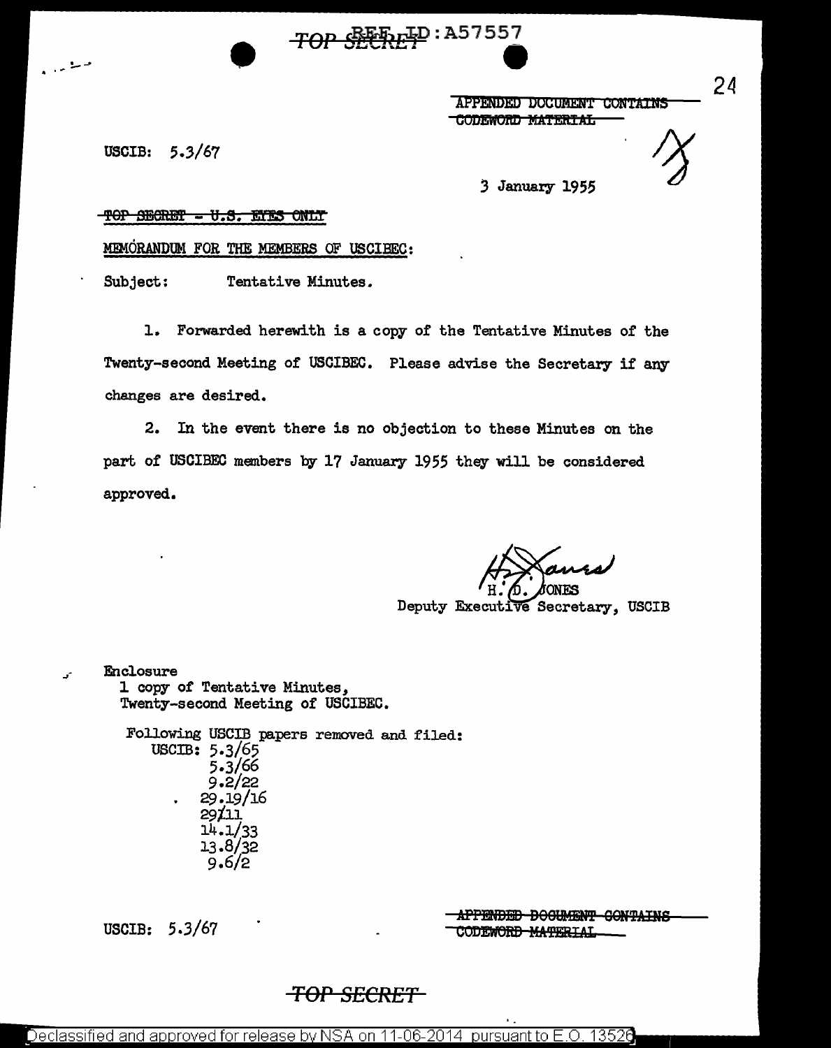TOP SECRET REF ID:A57557

~~APPENDED DOCUMENT CONTAINS CODEWORD MATERIAL~~

USCIB: 5.3/67

3 January 1955

~~TOP SECRET - U.S. EYES ONLY~~

MEMORANDUM FOR THE MEMBERS OF USCIBEC:

Subject: Tentative Minutes.

1. Forwarded herewith is a copy of the Tentative Minutes of the Twenty-second Meeting of USCIBEC. Please advise the Secretary if any changes are desired.

2. In the event there is no objection to these Minutes on the part of USCIBEC members by 17 January 1955 they will be considered approved.

H. D. JONES
Deputy Executive Secretary, USCIB

Enclosure
1 copy of Tentative Minutes,
Twenty-second Meeting of USCIBEC.

Following USCIB papers removed and filed:
USCIB: 5.3/65
5.3/66
9.2/22
29.19/16
29/11
14.1/33
13.8/32
9.6/2

USCIB: 5.3/67

~~APPENDED DOCUMENT CONTAINS CODEWORD MATERIAL~~

TOP SECRET

Declassified and approved for release by NSA on 11-06-2014 pursuant to E.O. 13526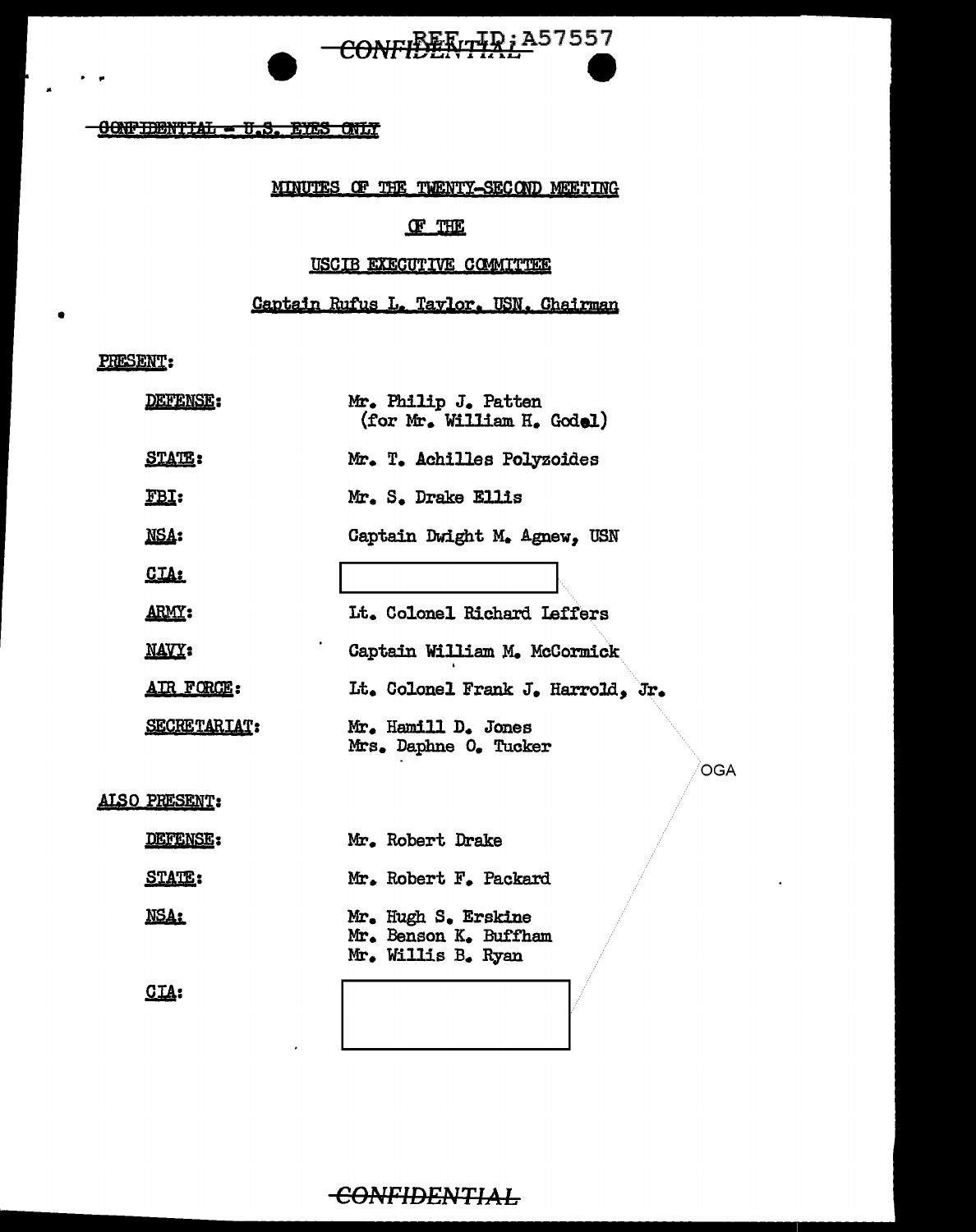CONFIDENTIAL - U.S. EYES ONLY

MINUTES OF THE TWENTY-SECOND MEETING

OF THE

USCIB EXECUTIVE COMMITTEE

Captain Rufus L. Taylor, USN, Chairman

PRESENT:

| | |
|---|---|
| DEFENSE: | Mr. Philip J. Patten (for Mr. William H. Godel) |
| STATE: | Mr. T. Achilles Polyzoides |
| FBI: | Mr. S. Drake Ellis |
| NSA: | Captain Dwight M. Agnew, USN |
| CIA: | |
| ARMY: | Lt. Colonel Richard Leffers |
| NAVY: | Captain William M. McCormick |
| AIR FORCE: | Lt. Colonel Frank J. Harrold, Jr. |
| SECRETARIAT: | Mr. Hamill D. Jones<br>Mrs. Daphne O. Tucker |

OGA

ALSO PRESENT:

| | |
|---|---|
| DEFENSE: | Mr. Robert Drake |
| STATE: | Mr. Robert F. Packard |
| NSA: | Mr. Hugh S. Erskine<br>Mr. Benson K. Buffham<br>Mr. Willis B. Ryan |
| CIA: | |

CONFIDENTIAL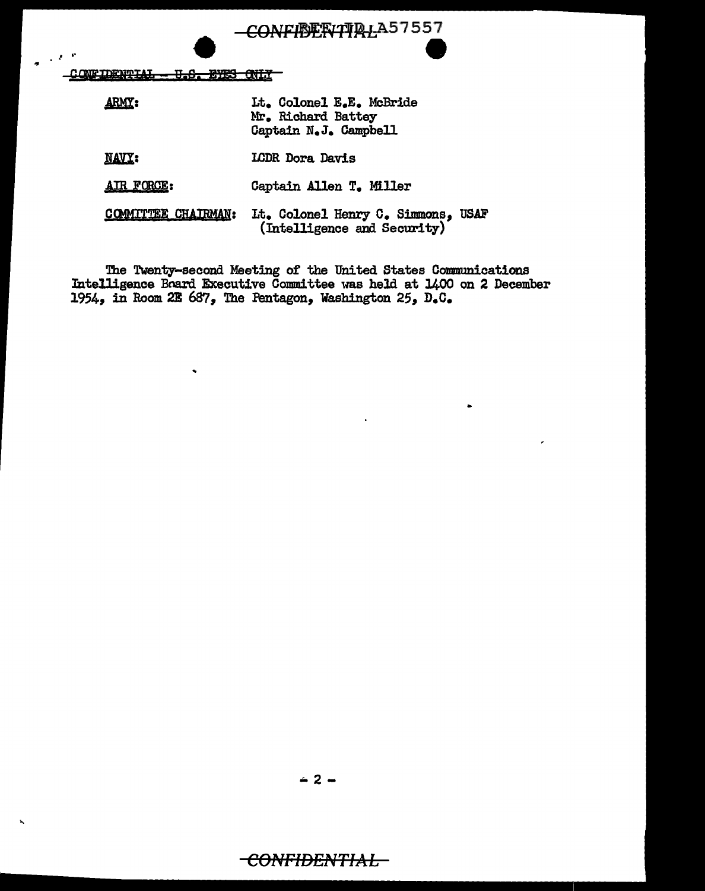CONFIDENTIAL - U.S. EYES ONLY

| | |
|---|---|
| **ARMY:** | Lt. Colonel E.E. McBride<br>Mr. Richard Battey<br>Captain N.J. Campbell |
| **NAVY:** | LCDR Dora Davis |
| **AIR FORCE:** | Captain Allen T. Miller |
| **COMMITTEE CHAIRMAN:** | Lt. Colonel Henry C. Simmons, USAF<br>(Intelligence and Security) |

The Twenty-second Meeting of the United States Communications Intelligence Board Executive Committee was held at 1400 on 2 December 1954, in Room 2E 687, The Pentagon, Washington 25, D.C.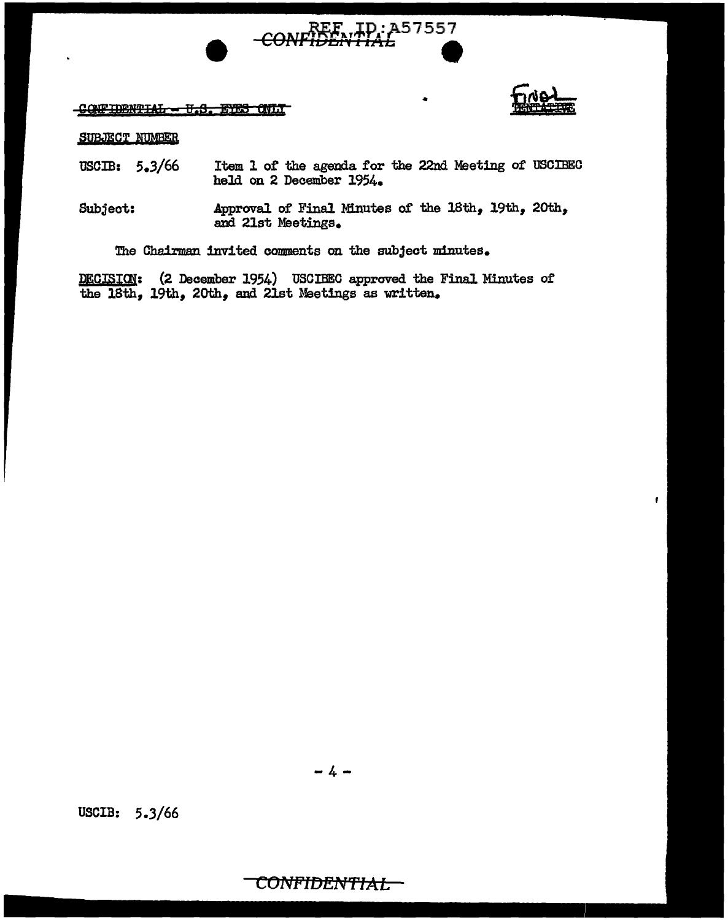CONFIDENTIAL - U.S. EYES ONLY

FINAL

SUBJECT NUMBER

USCIB: 5.3/66 Item 1 of the agenda for the 22nd Meeting of USCIBEC held on 2 December 1954.

Subject: Approval of Final Minutes of the 18th, 19th, 20th, and 21st Meetings.

The Chairman invited comments on the subject minutes.

DECISION: (2 December 1954) USCIBEC approved the Final Minutes of the 18th, 19th, 20th, and 21st Meetings as written.

USCIB: 5.3/66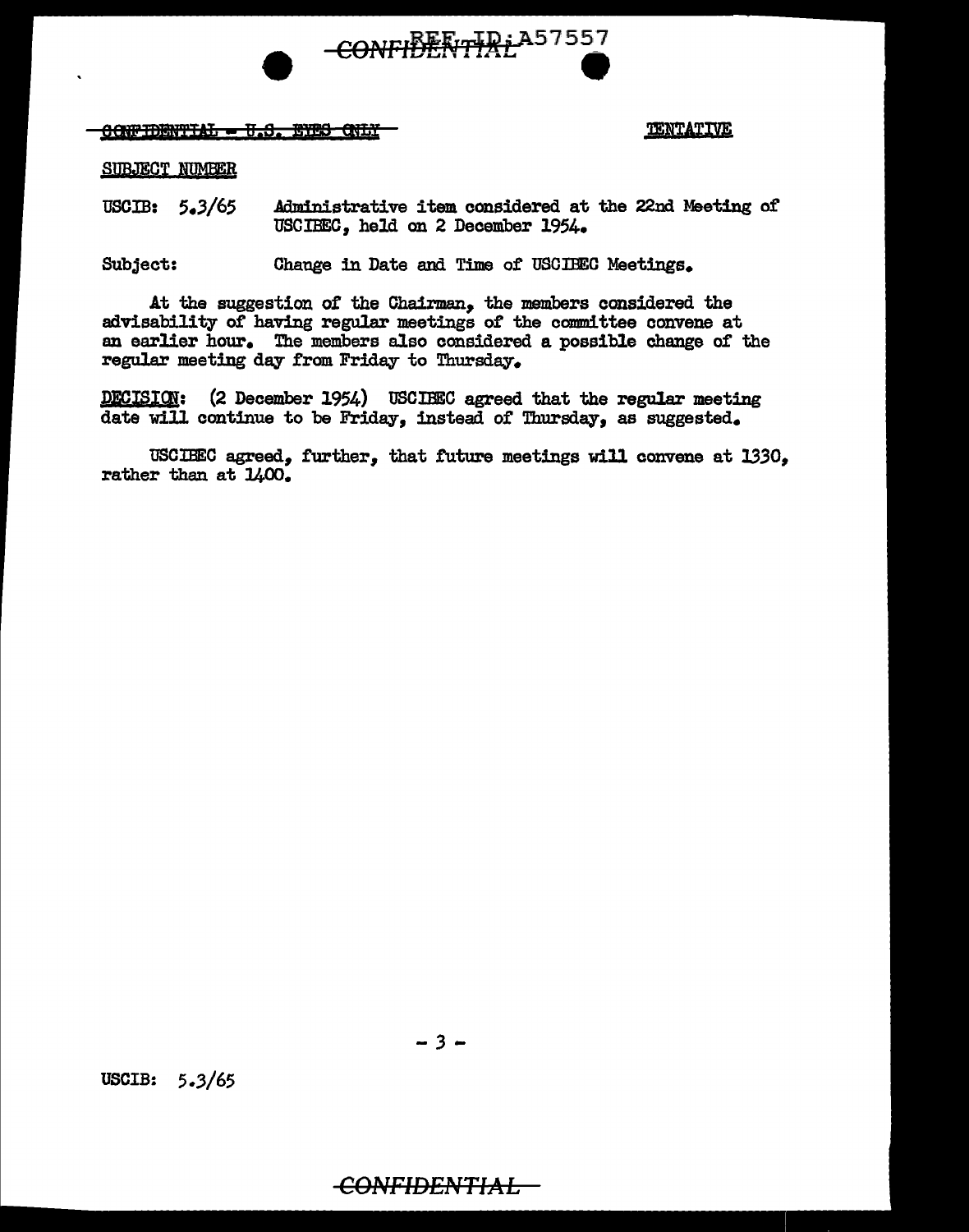CONFIDENTIAL - U.S. EYES ONLY

TENTATIVE

SUBJECT NUMBER

USCIB: 5.3/65 Administrative item considered at the 22nd Meeting of USCIBEC, held on 2 December 1954.

Subject: Change in Date and Time of USCIBEC Meetings.

At the suggestion of the Chairman, the members considered the advisability of having regular meetings of the committee convene at an earlier hour. The members also considered a possible change of the regular meeting day from Friday to Thursday.

DECISION: (2 December 1954) USCIBEC agreed that the regular meeting date will continue to be Friday, instead of Thursday, as suggested.

USCIBEC agreed, further, that future meetings will convene at 1330, rather than at 1400.

USCIB: 5.3/65

CONFIDENTIAL